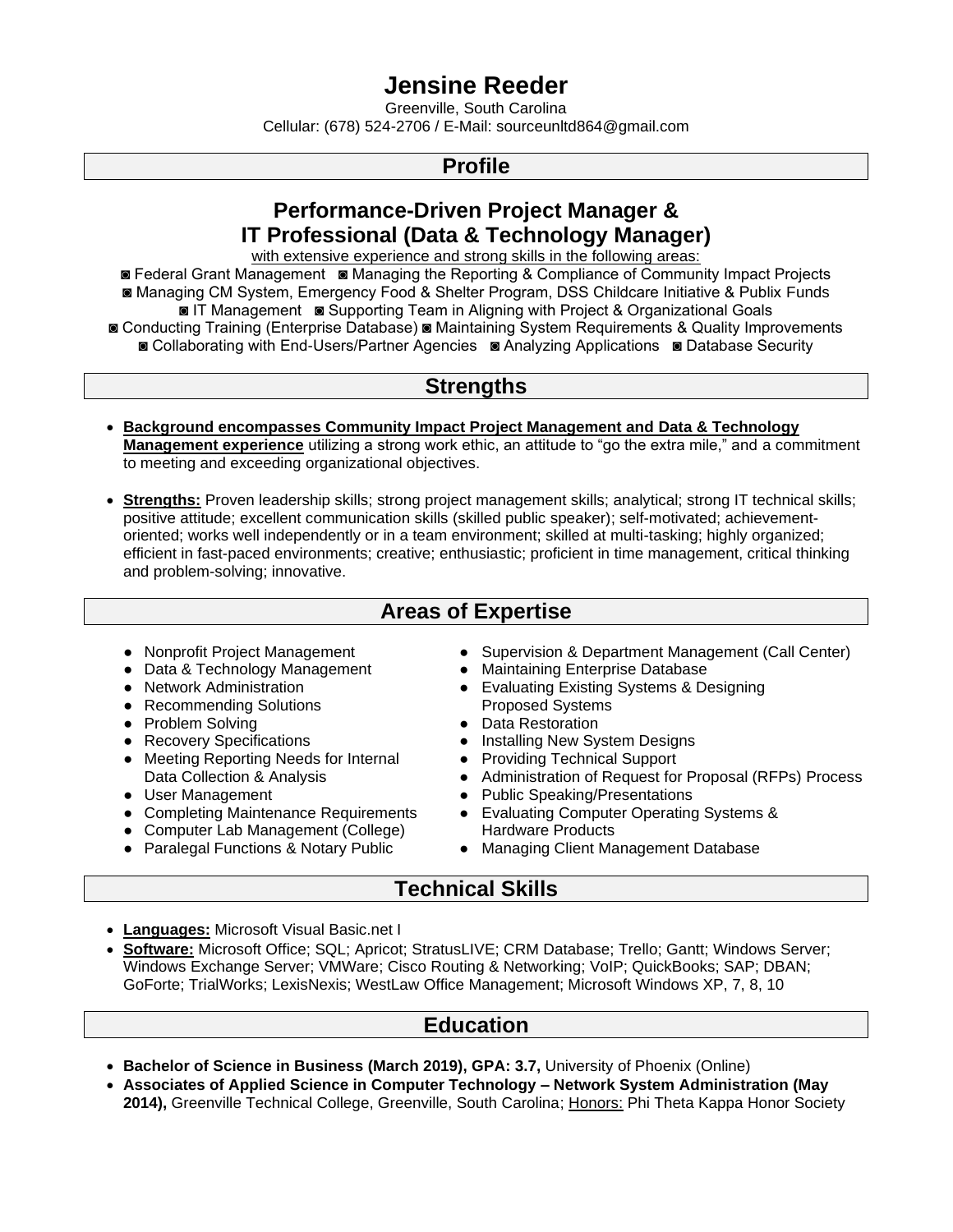# Jensine Reeder

Greenville, South Carolina
Cellular: (678) 524-2706 / E-Mail: sourceunltd864@gmail.com

## Profile

### Performance-Driven Project Manager & IT Professional (Data & Technology Manager)

with extensive experience and strong skills in the following areas:

◙ Federal Grant Management ◙ Managing the Reporting & Compliance of Community Impact Projects
◙ Managing CM System, Emergency Food & Shelter Program, DSS Childcare Initiative & Publix Funds
◙ IT Management ◙ Supporting Team in Aligning with Project & Organizational Goals
◙ Conducting Training (Enterprise Database) ◙ Maintaining System Requirements & Quality Improvements
◙ Collaborating with End-Users/Partner Agencies ◙ Analyzing Applications ◙ Database Security

## Strengths

- **Background encompasses Community Impact Project Management and Data & Technology Management experience** utilizing a strong work ethic, an attitude to "go the extra mile," and a commitment to meeting and exceeding organizational objectives.

- **Strengths:** Proven leadership skills; strong project management skills; analytical; strong IT technical skills; positive attitude; excellent communication skills (skilled public speaker); self-motivated; achievement-oriented; works well independently or in a team environment; skilled at multi-tasking; highly organized; efficient in fast-paced environments; creative; enthusiastic; proficient in time management, critical thinking and problem-solving; innovative.

## Areas of Expertise

- Nonprofit Project Management
- Data & Technology Management
- Network Administration
- Recommending Solutions
- Problem Solving
- Recovery Specifications
- Meeting Reporting Needs for Internal Data Collection & Analysis
- User Management
- Completing Maintenance Requirements
- Computer Lab Management (College)
- Paralegal Functions & Notary Public
- Supervision & Department Management (Call Center)
- Maintaining Enterprise Database
- Evaluating Existing Systems & Designing Proposed Systems
- Data Restoration
- Installing New System Designs
- Providing Technical Support
- Administration of Request for Proposal (RFPs) Process
- Public Speaking/Presentations
- Evaluating Computer Operating Systems & Hardware Products
- Managing Client Management Database

## Technical Skills

- **Languages:** Microsoft Visual Basic.net I
- **Software:** Microsoft Office; SQL; Apricot; StratusLIVE; CRM Database; Trello; Gantt; Windows Server; Windows Exchange Server; VMWare; Cisco Routing & Networking; VoIP; QuickBooks; SAP; DBAN; GoForte; TrialWorks; LexisNexis; WestLaw Office Management; Microsoft Windows XP, 7, 8, 10

## Education

- **Bachelor of Science in Business (March 2019), GPA: 3.7,** University of Phoenix (Online)
- **Associates of Applied Science in Computer Technology – Network System Administration (May 2014),** Greenville Technical College, Greenville, South Carolina; Honors: Phi Theta Kappa Honor Society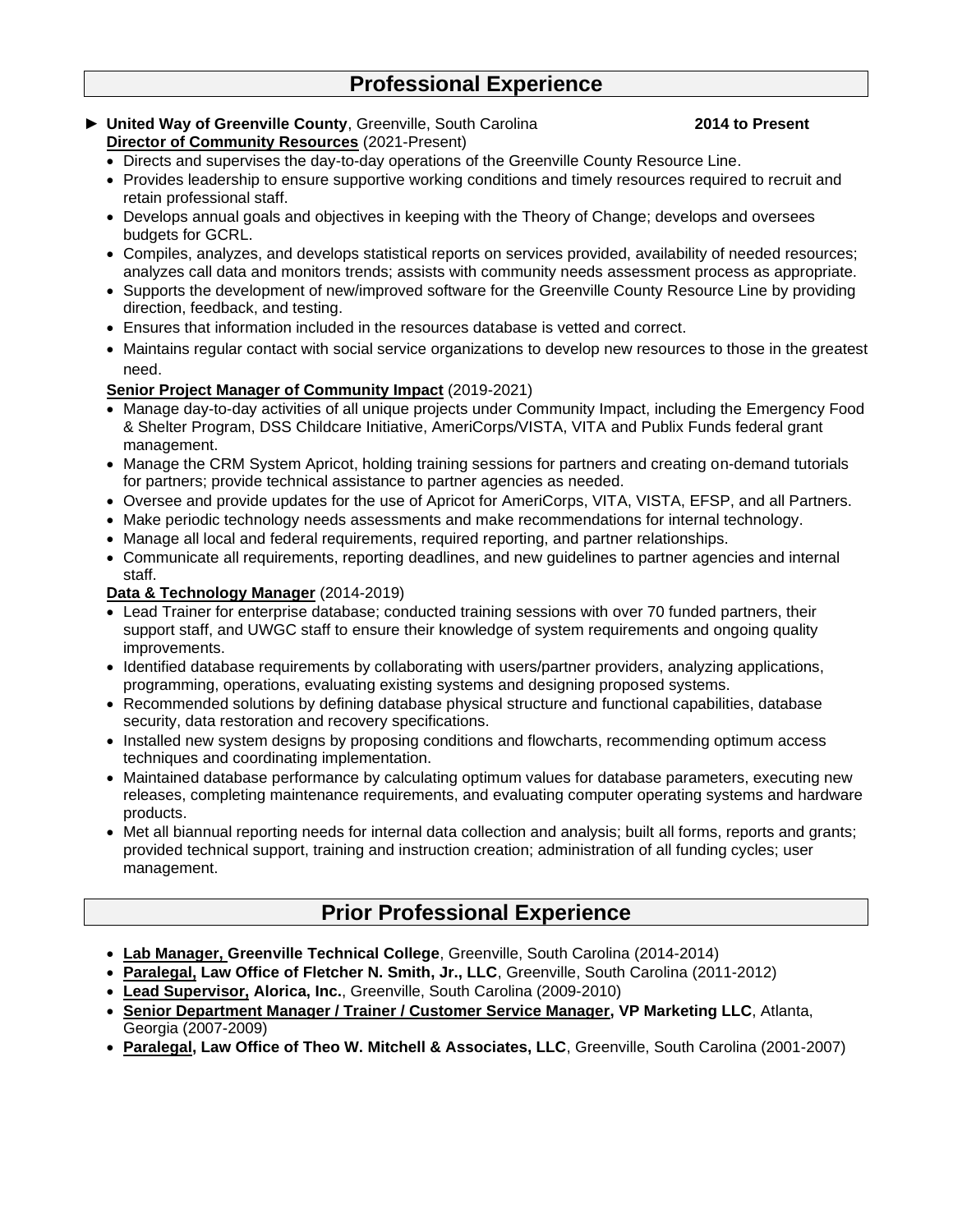## Professional Experience

► **United Way of Greenville County**, Greenville, South Carolina **2014 to Present**

**Director of Community Resources** (2021-Present)

- Directs and supervises the day-to-day operations of the Greenville County Resource Line.
- Provides leadership to ensure supportive working conditions and timely resources required to recruit and retain professional staff.
- Develops annual goals and objectives in keeping with the Theory of Change; develops and oversees budgets for GCRL.
- Compiles, analyzes, and develops statistical reports on services provided, availability of needed resources; analyzes call data and monitors trends; assists with community needs assessment process as appropriate.
- Supports the development of new/improved software for the Greenville County Resource Line by providing direction, feedback, and testing.
- Ensures that information included in the resources database is vetted and correct.
- Maintains regular contact with social service organizations to develop new resources to those in the greatest need.

**Senior Project Manager of Community Impact** (2019-2021)

- Manage day-to-day activities of all unique projects under Community Impact, including the Emergency Food & Shelter Program, DSS Childcare Initiative, AmeriCorps/VISTA, VITA and Publix Funds federal grant management.
- Manage the CRM System Apricot, holding training sessions for partners and creating on-demand tutorials for partners; provide technical assistance to partner agencies as needed.
- Oversee and provide updates for the use of Apricot for AmeriCorps, VITA, VISTA, EFSP, and all Partners.
- Make periodic technology needs assessments and make recommendations for internal technology.
- Manage all local and federal requirements, required reporting, and partner relationships.
- Communicate all requirements, reporting deadlines, and new guidelines to partner agencies and internal staff.

**Data & Technology Manager** (2014-2019)

- Lead Trainer for enterprise database; conducted training sessions with over 70 funded partners, their support staff, and UWGC staff to ensure their knowledge of system requirements and ongoing quality improvements.
- Identified database requirements by collaborating with users/partner providers, analyzing applications, programming, operations, evaluating existing systems and designing proposed systems.
- Recommended solutions by defining database physical structure and functional capabilities, database security, data restoration and recovery specifications.
- Installed new system designs by proposing conditions and flowcharts, recommending optimum access techniques and coordinating implementation.
- Maintained database performance by calculating optimum values for database parameters, executing new releases, completing maintenance requirements, and evaluating computer operating systems and hardware products.
- Met all biannual reporting needs for internal data collection and analysis; built all forms, reports and grants; provided technical support, training and instruction creation; administration of all funding cycles; user management.

## Prior Professional Experience

- **Lab Manager, Greenville Technical College**, Greenville, South Carolina (2014-2014)
- **Paralegal, Law Office of Fletcher N. Smith, Jr., LLC**, Greenville, South Carolina (2011-2012)
- **Lead Supervisor, Alorica, Inc.**, Greenville, South Carolina (2009-2010)
- **Senior Department Manager / Trainer / Customer Service Manager, VP Marketing LLC**, Atlanta, Georgia (2007-2009)
- **Paralegal, Law Office of Theo W. Mitchell & Associates, LLC**, Greenville, South Carolina (2001-2007)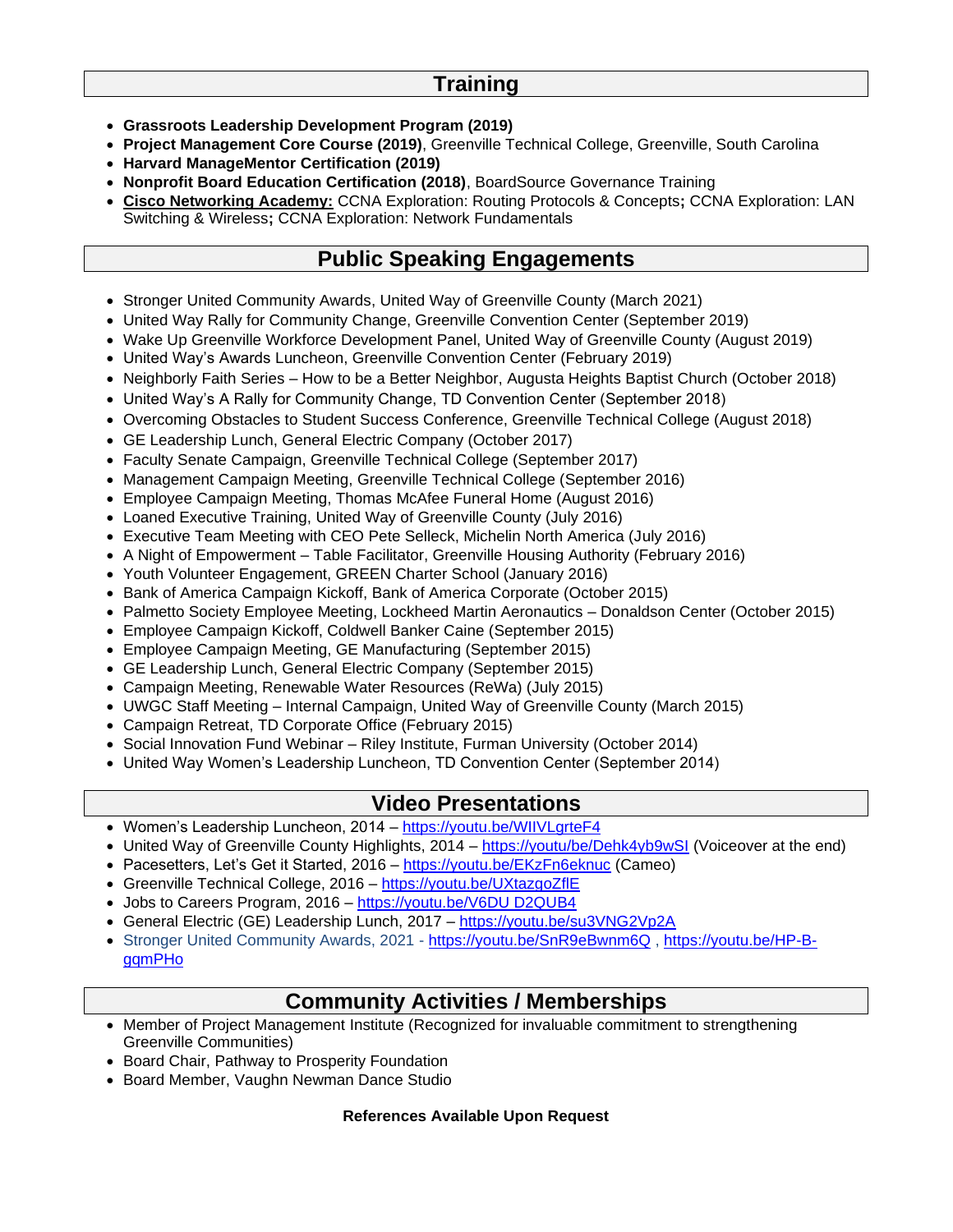## Training

- **Grassroots Leadership Development Program (2019)**
- **Project Management Core Course (2019)**, Greenville Technical College, Greenville, South Carolina
- **Harvard ManageMentor Certification (2019)**
- **Nonprofit Board Education Certification (2018)**, BoardSource Governance Training
- **Cisco Networking Academy:** CCNA Exploration: Routing Protocols & Concepts**;** CCNA Exploration: LAN Switching & Wireless**;** CCNA Exploration: Network Fundamentals

## Public Speaking Engagements

- Stronger United Community Awards, United Way of Greenville County (March 2021)
- United Way Rally for Community Change, Greenville Convention Center (September 2019)
- Wake Up Greenville Workforce Development Panel, United Way of Greenville County (August 2019)
- United Way's Awards Luncheon, Greenville Convention Center (February 2019)
- Neighborly Faith Series – How to be a Better Neighbor, Augusta Heights Baptist Church (October 2018)
- United Way's A Rally for Community Change, TD Convention Center (September 2018)
- Overcoming Obstacles to Student Success Conference, Greenville Technical College (August 2018)
- GE Leadership Lunch, General Electric Company (October 2017)
- Faculty Senate Campaign, Greenville Technical College (September 2017)
- Management Campaign Meeting, Greenville Technical College (September 2016)
- Employee Campaign Meeting, Thomas McAfee Funeral Home (August 2016)
- Loaned Executive Training, United Way of Greenville County (July 2016)
- Executive Team Meeting with CEO Pete Selleck, Michelin North America (July 2016)
- A Night of Empowerment – Table Facilitator, Greenville Housing Authority (February 2016)
- Youth Volunteer Engagement, GREEN Charter School (January 2016)
- Bank of America Campaign Kickoff, Bank of America Corporate (October 2015)
- Palmetto Society Employee Meeting, Lockheed Martin Aeronautics – Donaldson Center (October 2015)
- Employee Campaign Kickoff, Coldwell Banker Caine (September 2015)
- Employee Campaign Meeting, GE Manufacturing (September 2015)
- GE Leadership Lunch, General Electric Company (September 2015)
- Campaign Meeting, Renewable Water Resources (ReWa) (July 2015)
- UWGC Staff Meeting – Internal Campaign, United Way of Greenville County (March 2015)
- Campaign Retreat, TD Corporate Office (February 2015)
- Social Innovation Fund Webinar – Riley Institute, Furman University (October 2014)
- United Way Women's Leadership Luncheon, TD Convention Center (September 2014)

## Video Presentations

- Women's Leadership Luncheon, 2014 – https://youtu.be/WIIVLgrteF4
- United Way of Greenville County Highlights, 2014 – https://youtu/be/Dehk4yb9wSI (Voiceover at the end)
- Pacesetters, Let's Get it Started, 2016 – https://youtu.be/EKzFn6eknuc (Cameo)
- Greenville Technical College, 2016 – https://youtu.be/UXtazgoZflE
- Jobs to Careers Program, 2016 – https://youtu.be/V6DU D2QUB4
- General Electric (GE) Leadership Lunch, 2017 – https://youtu.be/su3VNG2Vp2A
- Stronger United Community Awards, 2021 - https://youtu.be/SnR9eBwnm6Q , https://youtu.be/HP-B-gqmPHo

## Community Activities / Memberships

- Member of Project Management Institute (Recognized for invaluable commitment to strengthening Greenville Communities)
- Board Chair, Pathway to Prosperity Foundation
- Board Member, Vaughn Newman Dance Studio

**References Available Upon Request**